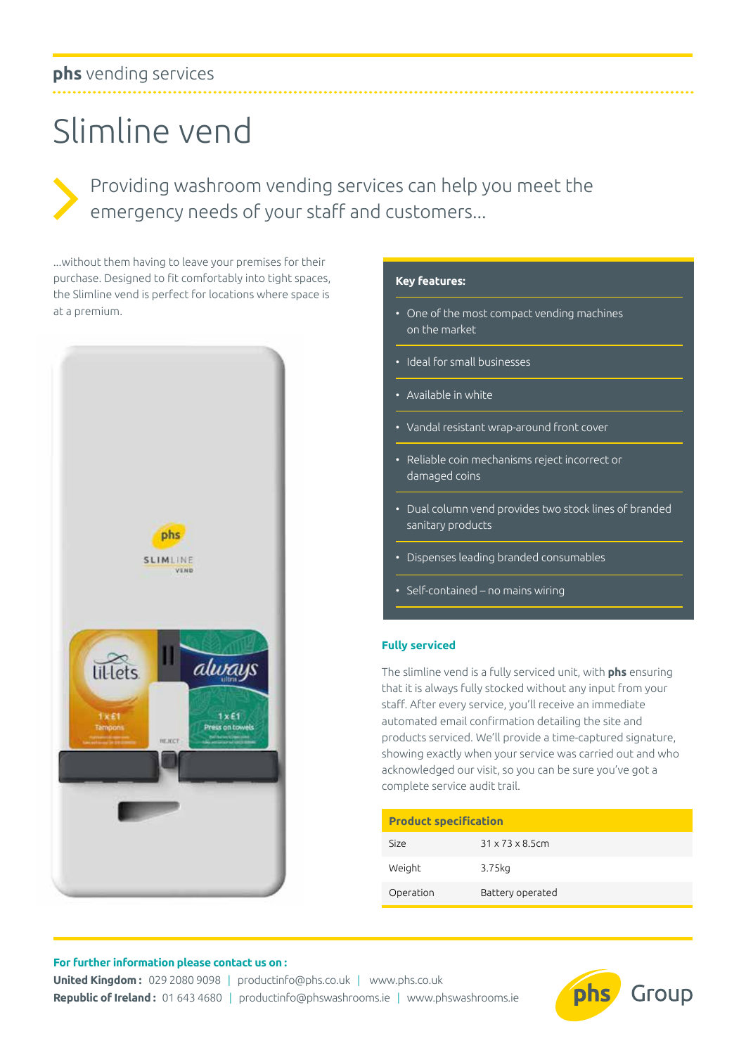**phs** vending services

# Slimline vend

Providing washroom vending services can help you meet the emergency needs of your staff and customers...

...without them having to leave your premises for their purchase. Designed to fit comfortably into tight spaces, the Slimline vend is perfect for locations where space is at a premium.

**Key features:**

- One of the most compact vending machines on the market
- Ideal for small businesses
- Available in white
- Vandal resistant wrap-around front cover
- Reliable coin mechanisms reject incorrect or damaged coins
- Dual column vend provides two stock lines of branded sanitary products
- Dispenses leading branded consumables
- Self-contained – no mains wiring

### Fully serviced

The slimline vend is a fully serviced unit, with **phs** ensuring that it is always fully stocked without any input from your staff. After every service, you'll receive an immediate automated email confirmation detailing the site and products serviced. We'll provide a time-captured signature, showing exactly when your service was carried out and who acknowledged our visit, so you can be sure you've got a complete service audit trail.

| Product specification | |
|---|---|
| Size | 31 x 73 x 8.5cm |
| Weight | 3.75kg |
| Operation | Battery operated |

**For further information please contact us on:**

**United Kingdom:** 029 2080 9098 | productinfo@phs.co.uk | www.phs.co.uk

**Republic of Ireland:** 01 643 4680 | productinfo@phswashrooms.ie | www.phswashrooms.ie

phs Group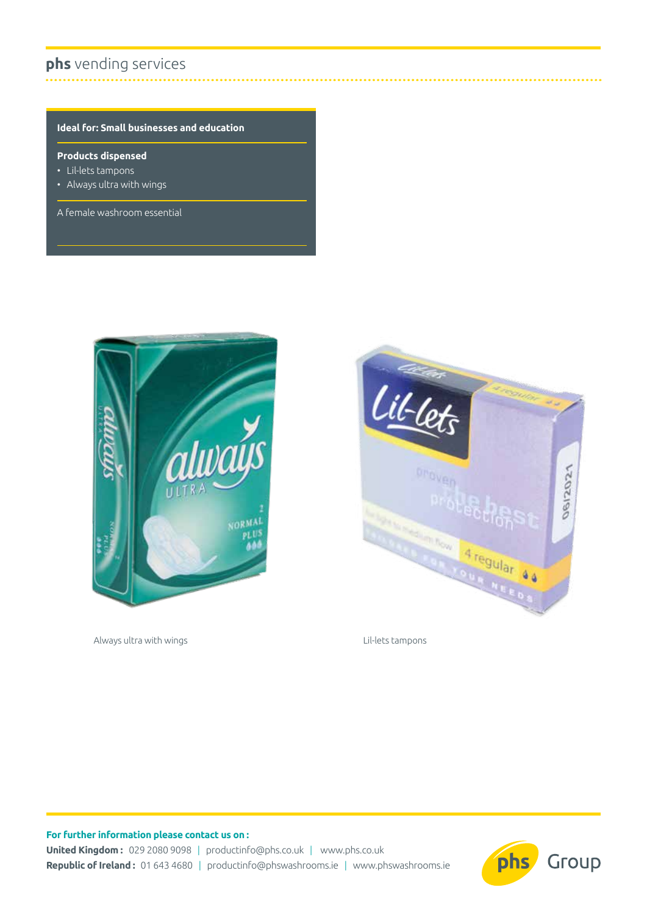**phs** vending services

**Ideal for: Small businesses and education**

**Products dispensed**

- Lil-lets tampons
- Always ultra with wings

A female washroom essential

Always ultra with wings

Lil-lets tampons

**For further information please contact us on:**

**United Kingdom:** 029 2080 9098 | productinfo@phs.co.uk | www.phs.co.uk

**Republic of Ireland:** 01 643 4680 | productinfo@phswashrooms.ie | www.phswashrooms.ie

phs Group